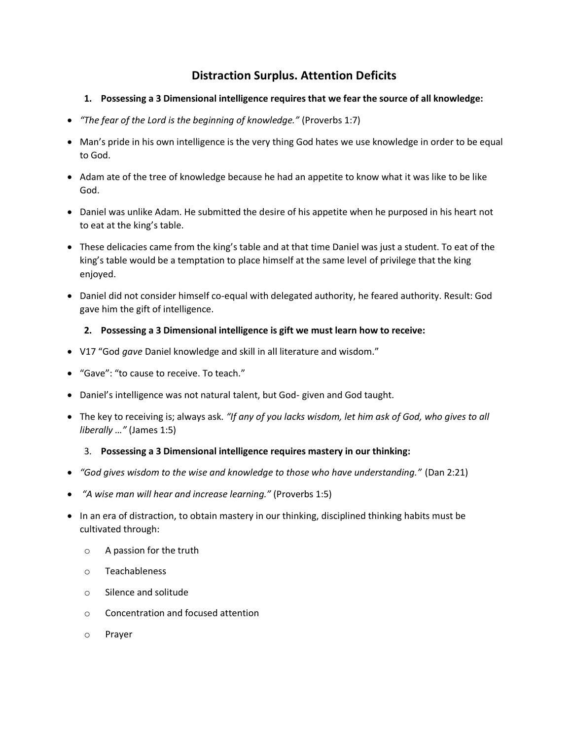# Distraction Surplus. Attention Deficits

**1. Possessing a 3 Dimensional intelligence requires that we fear the source of all knowledge:**

- *"The fear of the Lord is the beginning of knowledge."* (Proverbs 1:7)
- Man's pride in his own intelligence is the very thing God hates we use knowledge in order to be equal to God.
- Adam ate of the tree of knowledge because he had an appetite to know what it was like to be like God.
- Daniel was unlike Adam. He submitted the desire of his appetite when he purposed in his heart not to eat at the king's table.
- These delicacies came from the king's table and at that time Daniel was just a student. To eat of the king's table would be a temptation to place himself at the same level of privilege that the king enjoyed.
- Daniel did not consider himself co-equal with delegated authority, he feared authority. Result: God gave him the gift of intelligence.

**2. Possessing a 3 Dimensional intelligence is gift we must learn how to receive:**

- V17 "God *gave* Daniel knowledge and skill in all literature and wisdom."
- "Gave": "to cause to receive. To teach."
- Daniel's intelligence was not natural talent, but God- given and God taught.
- The key to receiving is; always ask. *"If any of you lacks wisdom, let him ask of God, who gives to all liberally …"* (James 1:5)

3. **Possessing a 3 Dimensional intelligence requires mastery in our thinking:**

- *"God gives wisdom to the wise and knowledge to those who have understanding."* (Dan 2:21)
- *"A wise man will hear and increase learning."* (Proverbs 1:5)
- In an era of distraction, to obtain mastery in our thinking, disciplined thinking habits must be cultivated through:
  - A passion for the truth
  - Teachableness
  - Silence and solitude
  - Concentration and focused attention
  - Prayer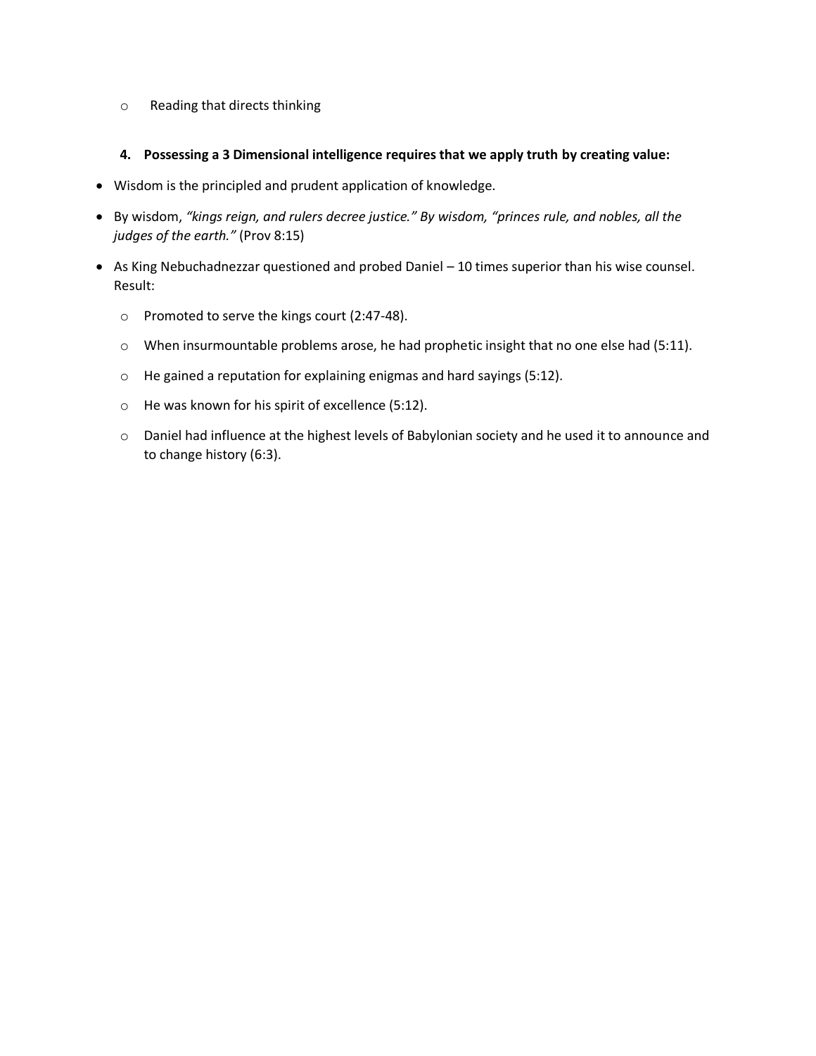- Reading that directs thinking

4. **Possessing a 3 Dimensional intelligence requires that we apply truth by creating value:**

- Wisdom is the principled and prudent application of knowledge.
- By wisdom, *"kings reign, and rulers decree justice." By wisdom, "princes rule, and nobles, all the judges of the earth."* (Prov 8:15)
- As King Nebuchadnezzar questioned and probed Daniel – 10 times superior than his wise counsel. Result:
  - Promoted to serve the kings court (2:47-48).
  - When insurmountable problems arose, he had prophetic insight that no one else had (5:11).
  - He gained a reputation for explaining enigmas and hard sayings (5:12).
  - He was known for his spirit of excellence (5:12).
  - Daniel had influence at the highest levels of Babylonian society and he used it to announce and to change history (6:3).